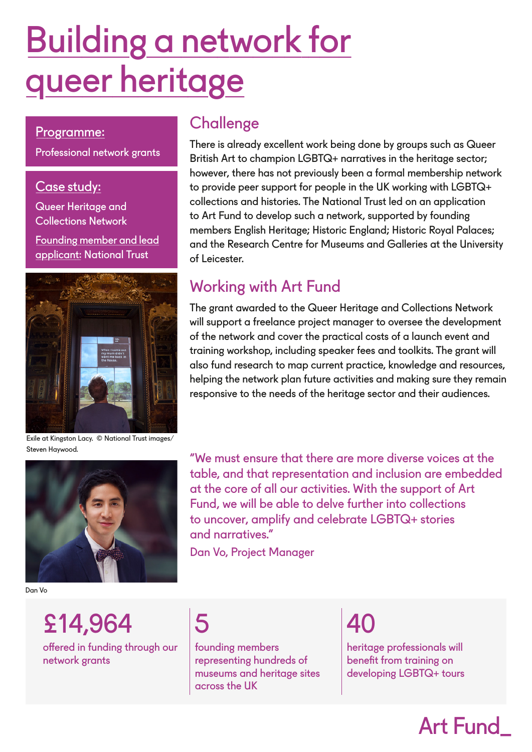# Building a network for queer heritage

**Programme:**

Professional network grants

**Case study:**

Queer Heritage and Collections Network

**Founding member and lead applicant:** National Trust

## Challenge

There is already excellent work being done by groups such as Queer British Art to champion LGBTQ+ narratives in the heritage sector; however, there has not previously been a formal membership network to provide peer support for people in the UK working with LGBTQ+ collections and histories. The National Trust led on an application to Art Fund to develop such a network, supported by founding members English Heritage; Historic England; Historic Royal Palaces; and the Research Centre for Museums and Galleries at the University of Leicester.

## Working with Art Fund

The grant awarded to the Queer Heritage and Collections Network will support a freelance project manager to oversee the development of the network and cover the practical costs of a launch event and training workshop, including speaker fees and toolkits. The grant will also fund research to map current practice, knowledge and resources, helping the network plan future activities and making sure they remain responsive to the needs of the heritage sector and their audiences.

Exile at Kingston Lacy. © National Trust images/ Steven Haywood.

"We must ensure that there are more diverse voices at the table, and that representation and inclusion are embedded at the core of all our activities. With the support of Art Fund, we will be able to delve further into collections to uncover, amplify and celebrate LGBTQ+ stories and narratives."

Dan Vo, Project Manager

Dan Vo

**£14,964**
offered in funding through our network grants

**5**
founding members representing hundreds of museums and heritage sites across the UK

**40**
heritage professionals will benefit from training on developing LGBTQ+ tours

Art Fund_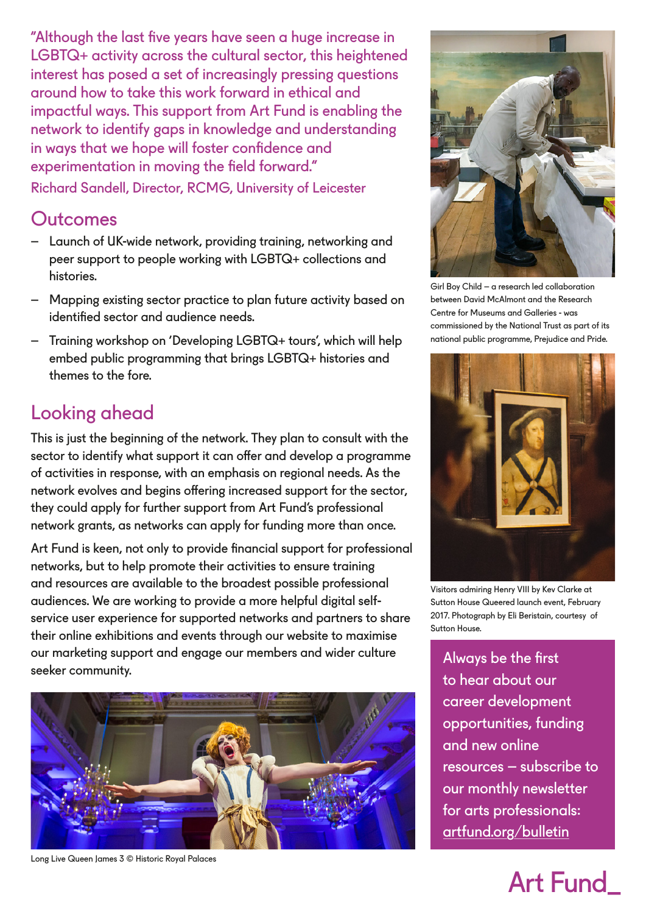"Although the last five years have seen a huge increase in LGBTQ+ activity across the cultural sector, this heightened interest has posed a set of increasingly pressing questions around how to take this work forward in ethical and impactful ways. This support from Art Fund is enabling the network to identify gaps in knowledge and understanding in ways that we hope will foster confidence and experimentation in moving the field forward."

Richard Sandell, Director, RCMG, University of Leicester

## Outcomes

- Launch of UK-wide network, providing training, networking and peer support to people working with LGBTQ+ collections and histories.
- Mapping existing sector practice to plan future activity based on identified sector and audience needs.
- Training workshop on 'Developing LGBTQ+ tours', which will help embed public programming that brings LGBTQ+ histories and themes to the fore.

## Looking ahead

This is just the beginning of the network. They plan to consult with the sector to identify what support it can offer and develop a programme of activities in response, with an emphasis on regional needs. As the network evolves and begins offering increased support for the sector, they could apply for further support from Art Fund's professional network grants, as networks can apply for funding more than once.

Art Fund is keen, not only to provide financial support for professional networks, but to help promote their activities to ensure training and resources are available to the broadest possible professional audiences. We are working to provide a more helpful digital self-service user experience for supported networks and partners to share their online exhibitions and events through our website to maximise our marketing support and engage our members and wider culture seeker community.

Long Live Queen James 3 © Historic Royal Palaces

Girl Boy Child – a research led collaboration between David McAlmont and the Research Centre for Museums and Galleries - was commissioned by the National Trust as part of its national public programme, Prejudice and Pride.

Visitors admiring Henry VIII by Kev Clarke at Sutton House Queered launch event, February 2017. Photograph by Eli Beristain, courtesy of Sutton House.

Always be the first to hear about our career development opportunities, funding and new online resources – subscribe to our monthly newsletter for arts professionals: artfund.org/bulletin

Art Fund_